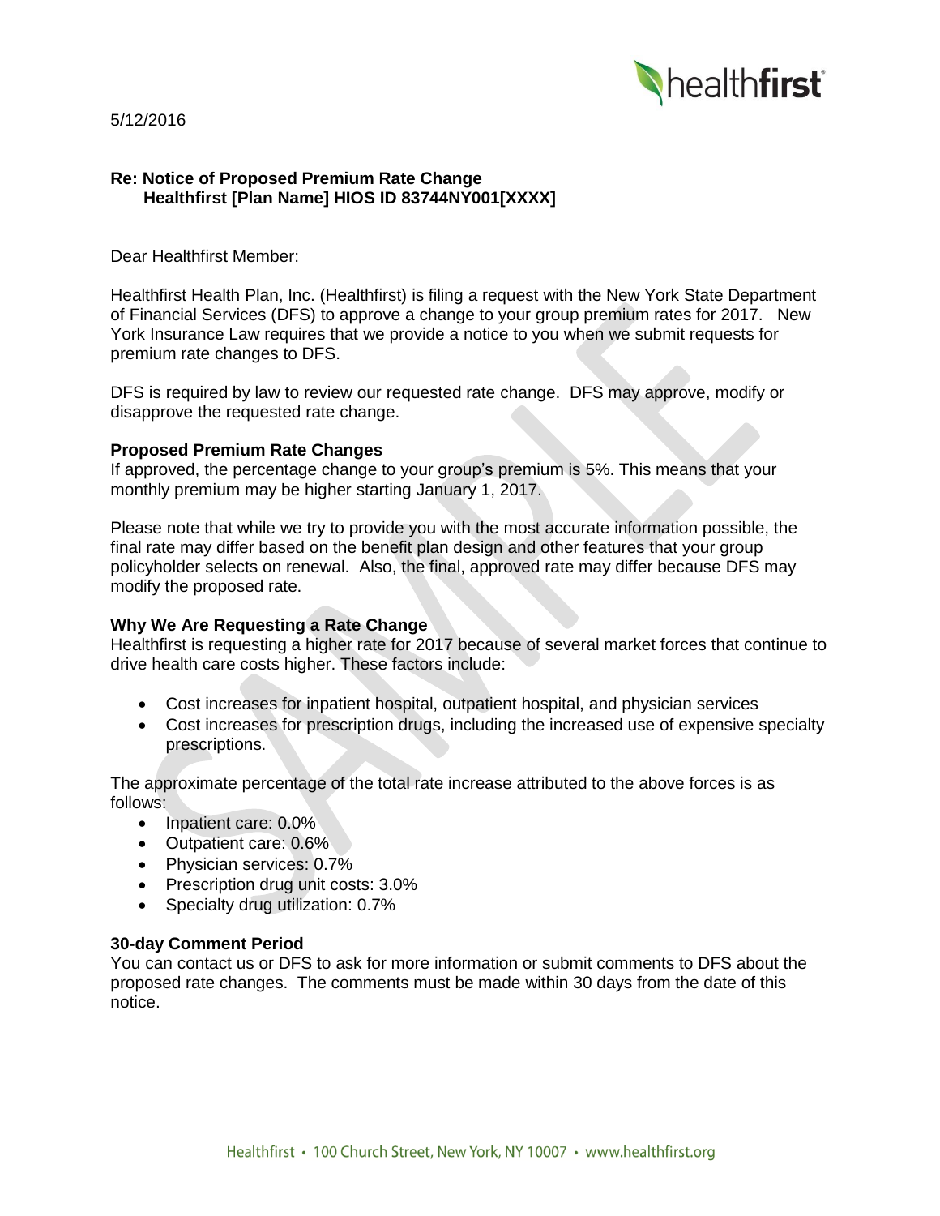5/12/2016

**Re: Notice of Proposed Premium Rate Change**
**Healthfirst [Plan Name] HIOS ID 83744NY001[XXXX]**

Dear Healthfirst Member:

Healthfirst Health Plan, Inc. (Healthfirst) is filing a request with the New York State Department of Financial Services (DFS) to approve a change to your group premium rates for 2017. New York Insurance Law requires that we provide a notice to you when we submit requests for premium rate changes to DFS.

DFS is required by law to review our requested rate change. DFS may approve, modify or disapprove the requested rate change.

### Proposed Premium Rate Changes

If approved, the percentage change to your group's premium is 5%. This means that your monthly premium may be higher starting January 1, 2017.

Please note that while we try to provide you with the most accurate information possible, the final rate may differ based on the benefit plan design and other features that your group policyholder selects on renewal. Also, the final, approved rate may differ because DFS may modify the proposed rate.

### Why We Are Requesting a Rate Change

Healthfirst is requesting a higher rate for 2017 because of several market forces that continue to drive health care costs higher. These factors include:

- Cost increases for inpatient hospital, outpatient hospital, and physician services
- Cost increases for prescription drugs, including the increased use of expensive specialty prescriptions.

The approximate percentage of the total rate increase attributed to the above forces is as follows:

- Inpatient care: 0.0%
- Outpatient care: 0.6%
- Physician services: 0.7%
- Prescription drug unit costs: 3.0%
- Specialty drug utilization: 0.7%

### 30-day Comment Period

You can contact us or DFS to ask for more information or submit comments to DFS about the proposed rate changes. The comments must be made within 30 days from the date of this notice.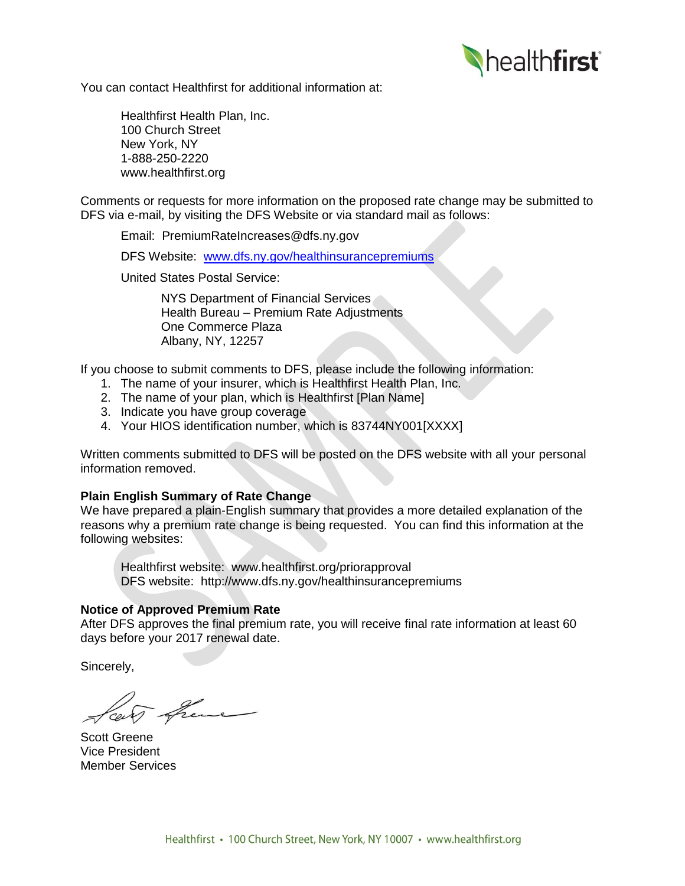You can contact Healthfirst for additional information at:

Healthfirst Health Plan, Inc.
100 Church Street
New York, NY
1-888-250-2220
www.healthfirst.org

Comments or requests for more information on the proposed rate change may be submitted to DFS via e-mail, by visiting the DFS Website or via standard mail as follows:

Email: PremiumRateIncreases@dfs.ny.gov

DFS Website: www.dfs.ny.gov/healthinsurancepremiums

United States Postal Service:

NYS Department of Financial Services
Health Bureau – Premium Rate Adjustments
One Commerce Plaza
Albany, NY, 12257

If you choose to submit comments to DFS, please include the following information:

1. The name of your insurer, which is Healthfirst Health Plan, Inc.
2. The name of your plan, which is Healthfirst [Plan Name]
3. Indicate you have group coverage
4. Your HIOS identification number, which is 83744NY001[XXXX]

Written comments submitted to DFS will be posted on the DFS website with all your personal information removed.

**Plain English Summary of Rate Change**

We have prepared a plain-English summary that provides a more detailed explanation of the reasons why a premium rate change is being requested. You can find this information at the following websites:

Healthfirst website: www.healthfirst.org/priorapproval
DFS website: http://www.dfs.ny.gov/healthinsurancepremiums

**Notice of Approved Premium Rate**

After DFS approves the final premium rate, you will receive final rate information at least 60 days before your 2017 renewal date.

Sincerely,

Scott Greene
Vice President
Member Services